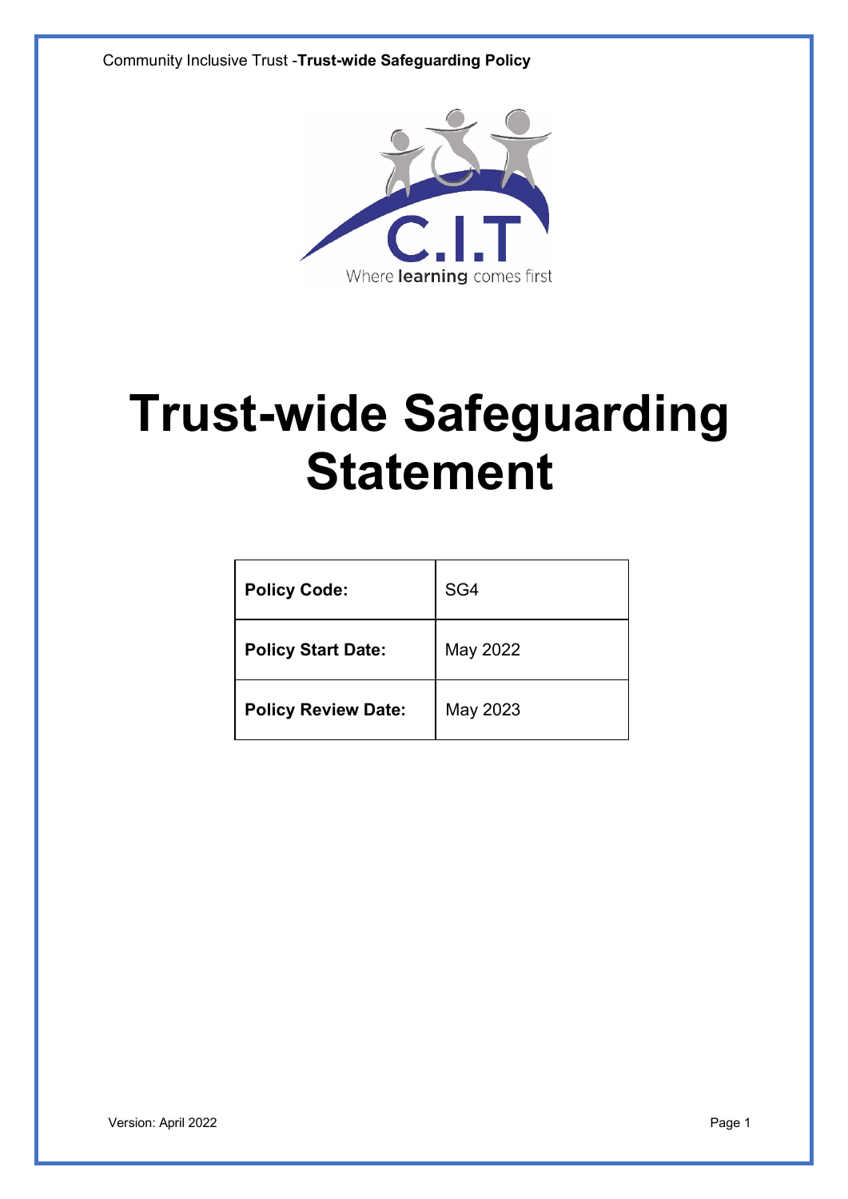# Trust-wide Safeguarding Statement

| Policy Code: | SG4 |
| --- | --- |
| Policy Start Date: | May 2022 |
| Policy Review Date: | May 2023 |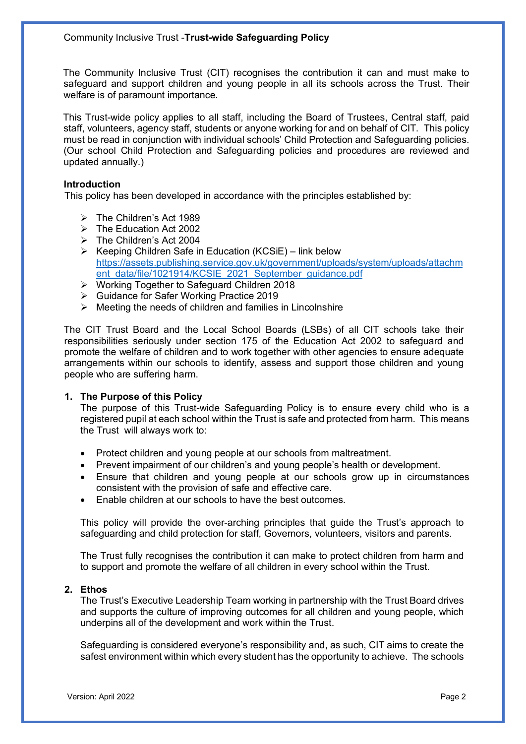The Community Inclusive Trust (CIT) recognises the contribution it can and must make to safeguard and support children and young people in all its schools across the Trust. Their welfare is of paramount importance.

This Trust-wide policy applies to all staff, including the Board of Trustees, Central staff, paid staff, volunteers, agency staff, students or anyone working for and on behalf of CIT. This policy must be read in conjunction with individual schools' Child Protection and Safeguarding policies. (Our school Child Protection and Safeguarding policies and procedures are reviewed and updated annually.)

**Introduction**

This policy has been developed in accordance with the principles established by:

- The Children's Act 1989
- The Education Act 2002
- The Children's Act 2004
- Keeping Children Safe in Education (KCSiE) – link below https://assets.publishing.service.gov.uk/government/uploads/system/uploads/attachment_data/file/1021914/KCSIE_2021_September_guidance.pdf
- Working Together to Safeguard Children 2018
- Guidance for Safer Working Practice 2019
- Meeting the needs of children and families in Lincolnshire

The CIT Trust Board and the Local School Boards (LSBs) of all CIT schools take their responsibilities seriously under section 175 of the Education Act 2002 to safeguard and promote the welfare of children and to work together with other agencies to ensure adequate arrangements within our schools to identify, assess and support those children and young people who are suffering harm.

**1. The Purpose of this Policy**

The purpose of this Trust-wide Safeguarding Policy is to ensure every child who is a registered pupil at each school within the Trust is safe and protected from harm. This means the Trust will always work to:

- Protect children and young people at our schools from maltreatment.
- Prevent impairment of our children's and young people's health or development.
- Ensure that children and young people at our schools grow up in circumstances consistent with the provision of safe and effective care.
- Enable children at our schools to have the best outcomes.

This policy will provide the over-arching principles that guide the Trust's approach to safeguarding and child protection for staff, Governors, volunteers, visitors and parents.

The Trust fully recognises the contribution it can make to protect children from harm and to support and promote the welfare of all children in every school within the Trust.

**2. Ethos**

The Trust's Executive Leadership Team working in partnership with the Trust Board drives and supports the culture of improving outcomes for all children and young people, which underpins all of the development and work within the Trust.

Safeguarding is considered everyone's responsibility and, as such, CIT aims to create the safest environment within which every student has the opportunity to achieve. The schools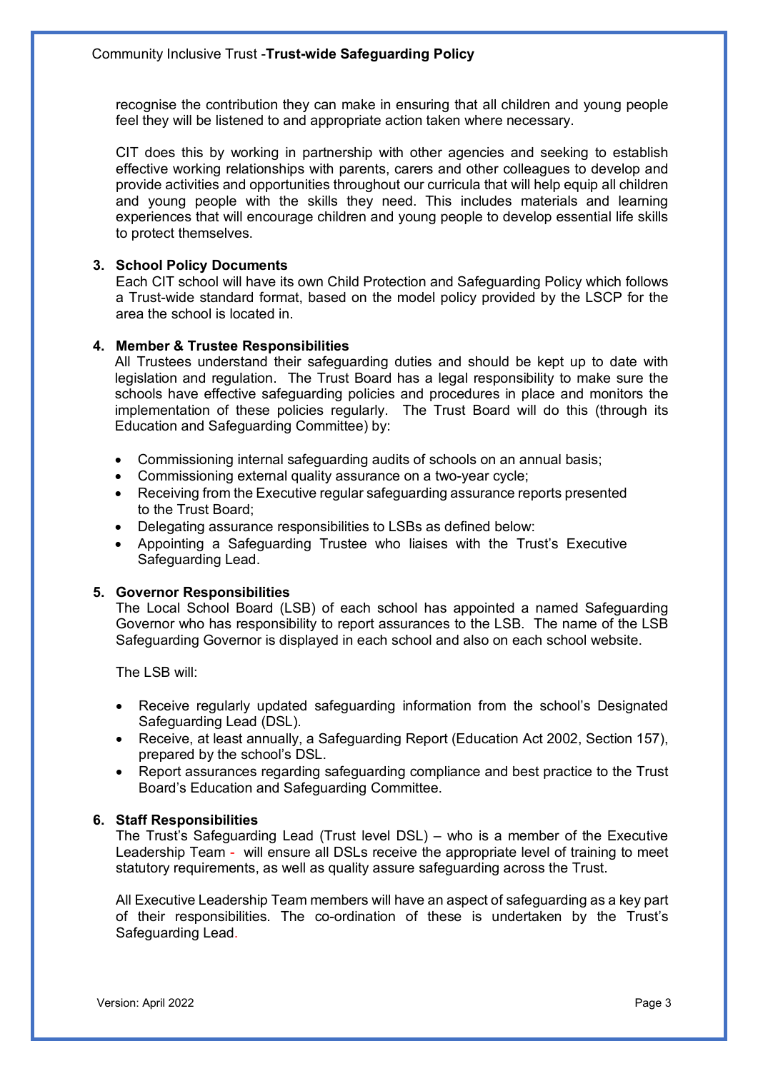recognise the contribution they can make in ensuring that all children and young people feel they will be listened to and appropriate action taken where necessary.

CIT does this by working in partnership with other agencies and seeking to establish effective working relationships with parents, carers and other colleagues to develop and provide activities and opportunities throughout our curricula that will help equip all children and young people with the skills they need. This includes materials and learning experiences that will encourage children and young people to develop essential life skills to protect themselves.

### 3. School Policy Documents

Each CIT school will have its own Child Protection and Safeguarding Policy which follows a Trust-wide standard format, based on the model policy provided by the LSCP for the area the school is located in.

### 4. Member & Trustee Responsibilities

All Trustees understand their safeguarding duties and should be kept up to date with legislation and regulation. The Trust Board has a legal responsibility to make sure the schools have effective safeguarding policies and procedures in place and monitors the implementation of these policies regularly. The Trust Board will do this (through its Education and Safeguarding Committee) by:

- Commissioning internal safeguarding audits of schools on an annual basis;
- Commissioning external quality assurance on a two-year cycle;
- Receiving from the Executive regular safeguarding assurance reports presented to the Trust Board;
- Delegating assurance responsibilities to LSBs as defined below:
- Appointing a Safeguarding Trustee who liaises with the Trust's Executive Safeguarding Lead.

### 5. Governor Responsibilities

The Local School Board (LSB) of each school has appointed a named Safeguarding Governor who has responsibility to report assurances to the LSB. The name of the LSB Safeguarding Governor is displayed in each school and also on each school website.

The LSB will:

- Receive regularly updated safeguarding information from the school's Designated Safeguarding Lead (DSL).
- Receive, at least annually, a Safeguarding Report (Education Act 2002, Section 157), prepared by the school's DSL.
- Report assurances regarding safeguarding compliance and best practice to the Trust Board's Education and Safeguarding Committee.

### 6. Staff Responsibilities

The Trust's Safeguarding Lead (Trust level DSL) – who is a member of the Executive Leadership Team - will ensure all DSLs receive the appropriate level of training to meet statutory requirements, as well as quality assure safeguarding across the Trust.

All Executive Leadership Team members will have an aspect of safeguarding as a key part of their responsibilities. The co-ordination of these is undertaken by the Trust's Safeguarding Lead.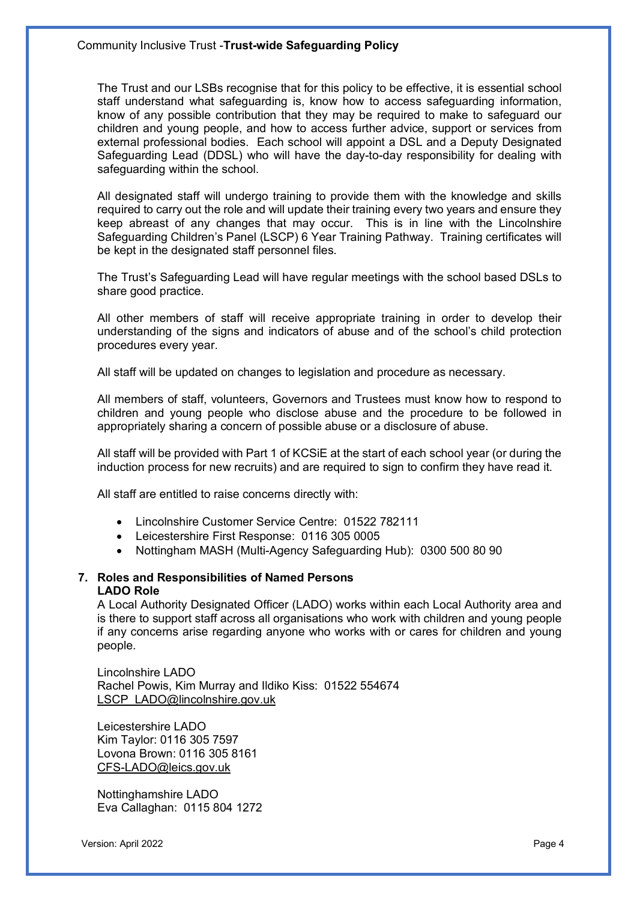The Trust and our LSBs recognise that for this policy to be effective, it is essential school staff understand what safeguarding is, know how to access safeguarding information, know of any possible contribution that they may be required to make to safeguard our children and young people, and how to access further advice, support or services from external professional bodies. Each school will appoint a DSL and a Deputy Designated Safeguarding Lead (DDSL) who will have the day-to-day responsibility for dealing with safeguarding within the school.

All designated staff will undergo training to provide them with the knowledge and skills required to carry out the role and will update their training every two years and ensure they keep abreast of any changes that may occur. This is in line with the Lincolnshire Safeguarding Children's Panel (LSCP) 6 Year Training Pathway. Training certificates will be kept in the designated staff personnel files.

The Trust's Safeguarding Lead will have regular meetings with the school based DSLs to share good practice.

All other members of staff will receive appropriate training in order to develop their understanding of the signs and indicators of abuse and of the school's child protection procedures every year.

All staff will be updated on changes to legislation and procedure as necessary.

All members of staff, volunteers, Governors and Trustees must know how to respond to children and young people who disclose abuse and the procedure to be followed in appropriately sharing a concern of possible abuse or a disclosure of abuse.

All staff will be provided with Part 1 of KCSiE at the start of each school year (or during the induction process for new recruits) and are required to sign to confirm they have read it.

All staff are entitled to raise concerns directly with:

- Lincolnshire Customer Service Centre: 01522 782111
- Leicestershire First Response: 0116 305 0005
- Nottingham MASH (Multi-Agency Safeguarding Hub): 0300 500 80 90

## 7. Roles and Responsibilities of Named Persons

**LADO Role**

A Local Authority Designated Officer (LADO) works within each Local Authority area and is there to support staff across all organisations who work with children and young people if any concerns arise regarding anyone who works with or cares for children and young people.

Lincolnshire LADO
Rachel Powis, Kim Murray and Ildiko Kiss: 01522 554674
LSCP_LADO@lincolnshire.gov.uk

Leicestershire LADO
Kim Taylor: 0116 305 7597
Lovona Brown: 0116 305 8161
CFS-LADO@leics.gov.uk

Nottinghamshire LADO
Eva Callaghan: 0115 804 1272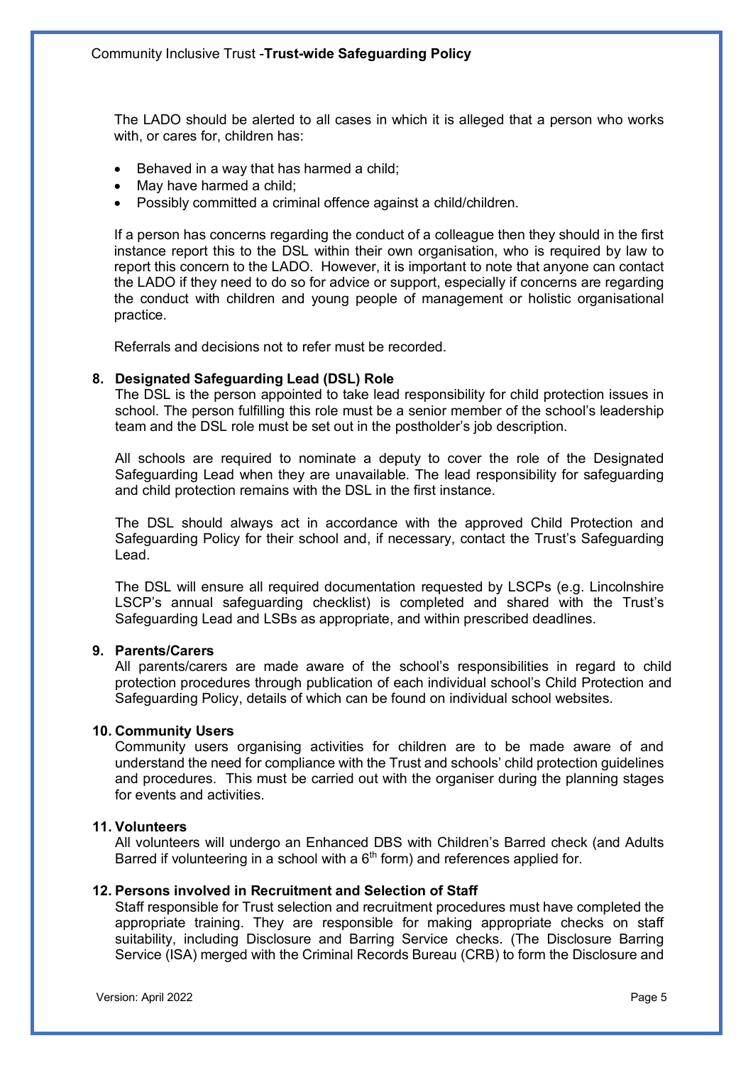The LADO should be alerted to all cases in which it is alleged that a person who works with, or cares for, children has:

- Behaved in a way that has harmed a child;
- May have harmed a child;
- Possibly committed a criminal offence against a child/children.

If a person has concerns regarding the conduct of a colleague then they should in the first instance report this to the DSL within their own organisation, who is required by law to report this concern to the LADO. However, it is important to note that anyone can contact the LADO if they need to do so for advice or support, especially if concerns are regarding the conduct with children and young people of management or holistic organisational practice.

Referrals and decisions not to refer must be recorded.

## 8. Designated Safeguarding Lead (DSL) Role

The DSL is the person appointed to take lead responsibility for child protection issues in school. The person fulfilling this role must be a senior member of the school's leadership team and the DSL role must be set out in the postholder's job description.

All schools are required to nominate a deputy to cover the role of the Designated Safeguarding Lead when they are unavailable. The lead responsibility for safeguarding and child protection remains with the DSL in the first instance.

The DSL should always act in accordance with the approved Child Protection and Safeguarding Policy for their school and, if necessary, contact the Trust's Safeguarding Lead.

The DSL will ensure all required documentation requested by LSCPs (e.g. Lincolnshire LSCP's annual safeguarding checklist) is completed and shared with the Trust's Safeguarding Lead and LSBs as appropriate, and within prescribed deadlines.

## 9. Parents/Carers

All parents/carers are made aware of the school's responsibilities in regard to child protection procedures through publication of each individual school's Child Protection and Safeguarding Policy, details of which can be found on individual school websites.

## 10. Community Users

Community users organising activities for children are to be made aware of and understand the need for compliance with the Trust and schools' child protection guidelines and procedures. This must be carried out with the organiser during the planning stages for events and activities.

## 11. Volunteers

All volunteers will undergo an Enhanced DBS with Children's Barred check (and Adults Barred if volunteering in a school with a 6th form) and references applied for.

## 12. Persons involved in Recruitment and Selection of Staff

Staff responsible for Trust selection and recruitment procedures must have completed the appropriate training. They are responsible for making appropriate checks on staff suitability, including Disclosure and Barring Service checks. (The Disclosure Barring Service (ISA) merged with the Criminal Records Bureau (CRB) to form the Disclosure and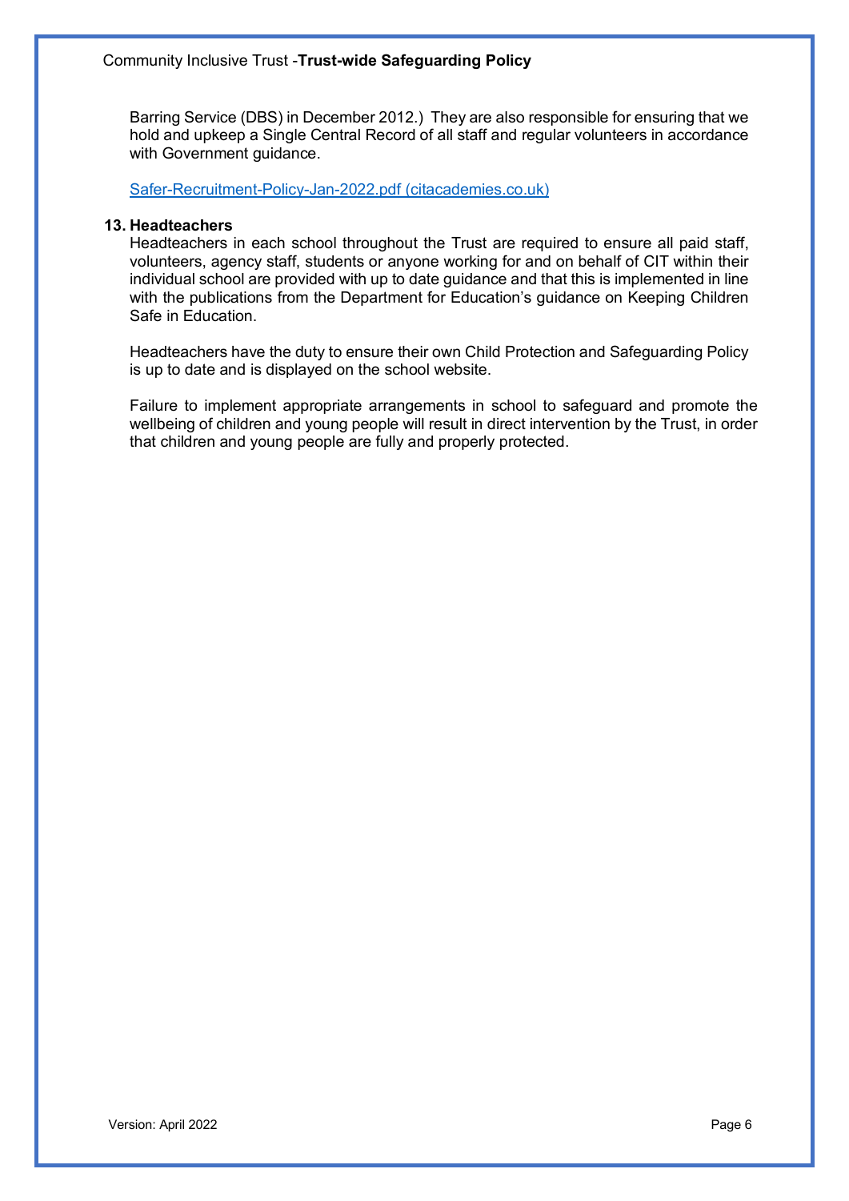Barring Service (DBS) in December 2012.) They are also responsible for ensuring that we hold and upkeep a Single Central Record of all staff and regular volunteers in accordance with Government guidance.

[Safer-Recruitment-Policy-Jan-2022.pdf (citacademies.co.uk)]

**13. Headteachers**

Headteachers in each school throughout the Trust are required to ensure all paid staff, volunteers, agency staff, students or anyone working for and on behalf of CIT within their individual school are provided with up to date guidance and that this is implemented in line with the publications from the Department for Education's guidance on Keeping Children Safe in Education.

Headteachers have the duty to ensure their own Child Protection and Safeguarding Policy is up to date and is displayed on the school website.

Failure to implement appropriate arrangements in school to safeguard and promote the wellbeing of children and young people will result in direct intervention by the Trust, in order that children and young people are fully and properly protected.